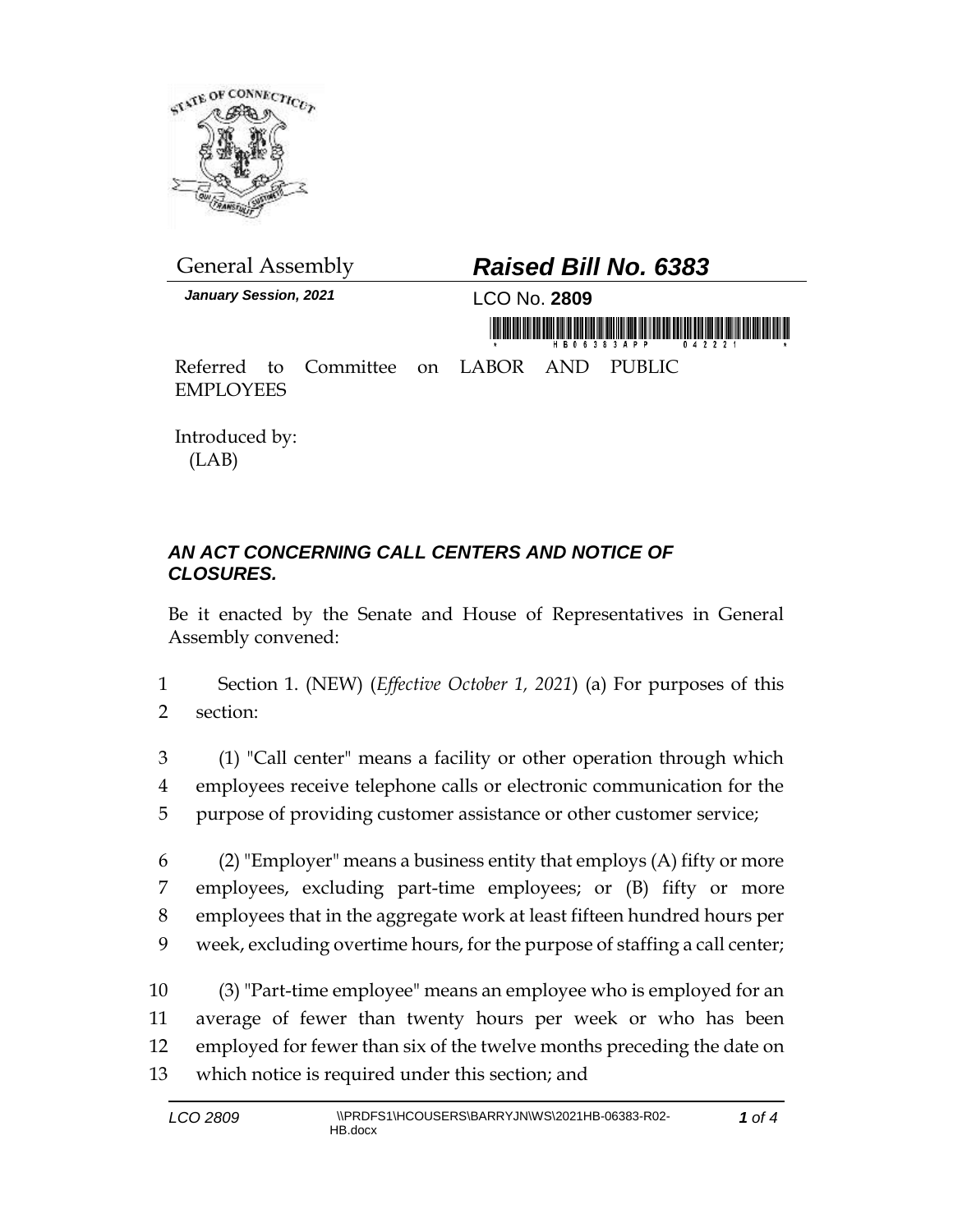General Assembly

# *Raised Bill No. 6383*

***January Session, 2021***

LCO No. **2809**

Referred to Committee on LABOR AND PUBLIC EMPLOYEES

Introduced by:
(LAB)

## *AN ACT CONCERNING CALL CENTERS AND NOTICE OF CLOSURES.*

Be it enacted by the Senate and House of Representatives in General Assembly convened:

1 Section 1. (NEW) (*Effective October 1, 2021*) (a) For purposes of this
2 section:

3 (1) "Call center" means a facility or other operation through which
4 employees receive telephone calls or electronic communication for the
5 purpose of providing customer assistance or other customer service;

6 (2) "Employer" means a business entity that employs (A) fifty or more
7 employees, excluding part-time employees; or (B) fifty or more
8 employees that in the aggregate work at least fifteen hundred hours per
9 week, excluding overtime hours, for the purpose of staffing a call center;

10 (3) "Part-time employee" means an employee who is employed for an
11 average of fewer than twenty hours per week or who has been
12 employed for fewer than six of the twelve months preceding the date on
13 which notice is required under this section; and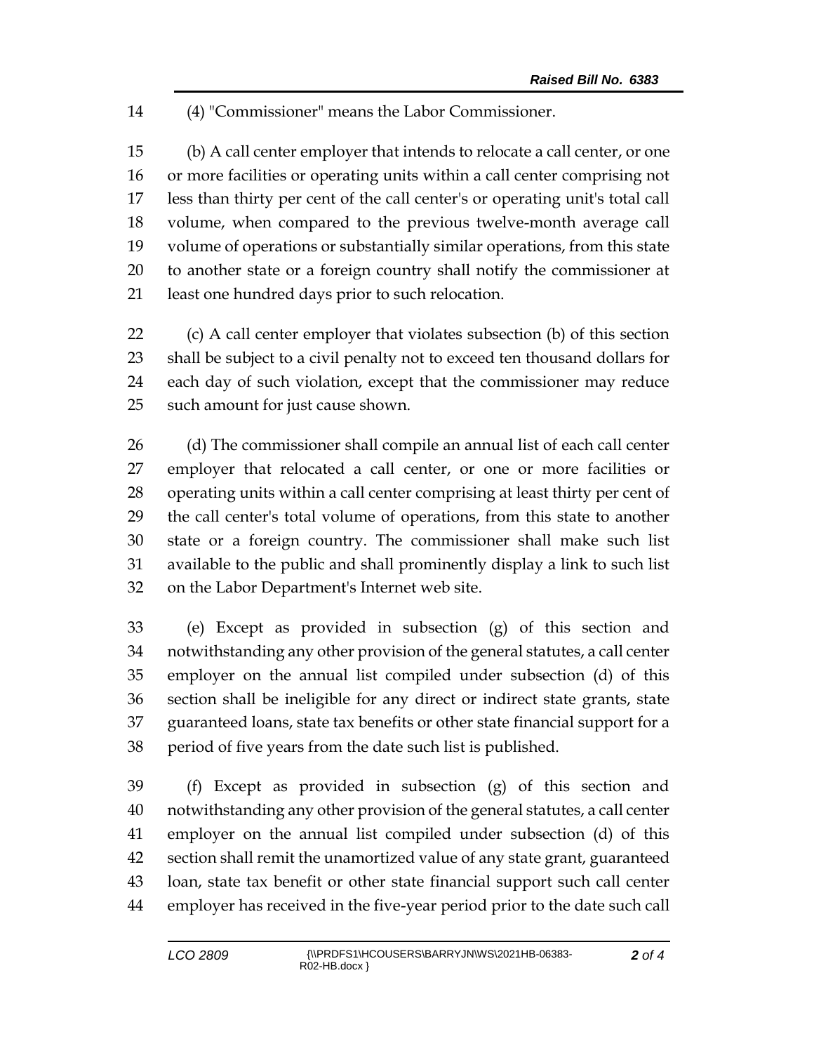(4) "Commissioner" means the Labor Commissioner.

(b) A call center employer that intends to relocate a call center, or one or more facilities or operating units within a call center comprising not less than thirty per cent of the call center's or operating unit's total call volume, when compared to the previous twelve-month average call volume of operations or substantially similar operations, from this state to another state or a foreign country shall notify the commissioner at least one hundred days prior to such relocation.

(c) A call center employer that violates subsection (b) of this section shall be subject to a civil penalty not to exceed ten thousand dollars for each day of such violation, except that the commissioner may reduce such amount for just cause shown.

(d) The commissioner shall compile an annual list of each call center employer that relocated a call center, or one or more facilities or operating units within a call center comprising at least thirty per cent of the call center's total volume of operations, from this state to another state or a foreign country. The commissioner shall make such list available to the public and shall prominently display a link to such list on the Labor Department's Internet web site.

(e) Except as provided in subsection (g) of this section and notwithstanding any other provision of the general statutes, a call center employer on the annual list compiled under subsection (d) of this section shall be ineligible for any direct or indirect state grants, state guaranteed loans, state tax benefits or other state financial support for a period of five years from the date such list is published.

(f) Except as provided in subsection (g) of this section and notwithstanding any other provision of the general statutes, a call center employer on the annual list compiled under subsection (d) of this section shall remit the unamortized value of any state grant, guaranteed loan, state tax benefit or other state financial support such call center employer has received in the five-year period prior to the date such call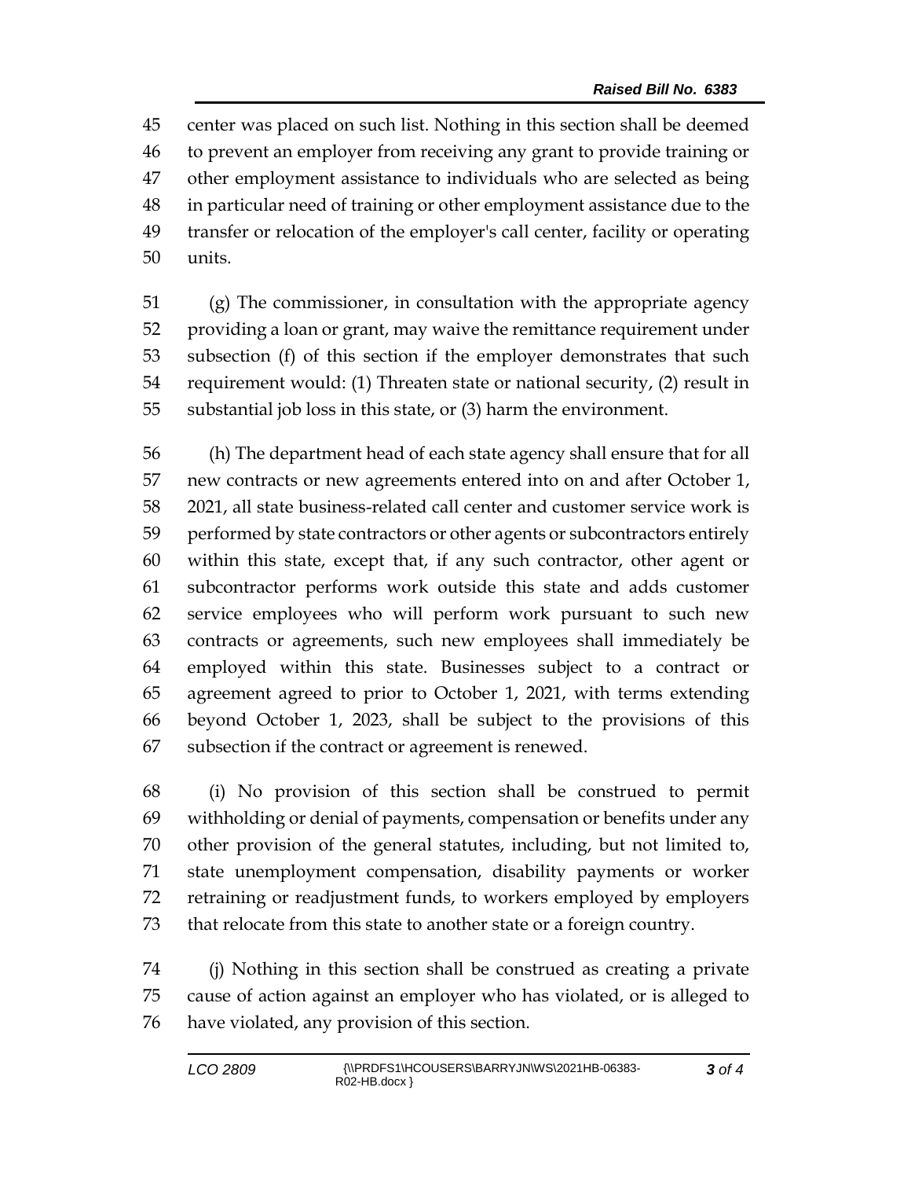center was placed on such list. Nothing in this section shall be deemed to prevent an employer from receiving any grant to provide training or other employment assistance to individuals who are selected as being in particular need of training or other employment assistance due to the transfer or relocation of the employer's call center, facility or operating units.

(g) The commissioner, in consultation with the appropriate agency providing a loan or grant, may waive the remittance requirement under subsection (f) of this section if the employer demonstrates that such requirement would: (1) Threaten state or national security, (2) result in substantial job loss in this state, or (3) harm the environment.

(h) The department head of each state agency shall ensure that for all new contracts or new agreements entered into on and after October 1, 2021, all state business-related call center and customer service work is performed by state contractors or other agents or subcontractors entirely within this state, except that, if any such contractor, other agent or subcontractor performs work outside this state and adds customer service employees who will perform work pursuant to such new contracts or agreements, such new employees shall immediately be employed within this state. Businesses subject to a contract or agreement agreed to prior to October 1, 2021, with terms extending beyond October 1, 2023, shall be subject to the provisions of this subsection if the contract or agreement is renewed.

(i) No provision of this section shall be construed to permit withholding or denial of payments, compensation or benefits under any other provision of the general statutes, including, but not limited to, state unemployment compensation, disability payments or worker retraining or readjustment funds, to workers employed by employers that relocate from this state to another state or a foreign country.

(j) Nothing in this section shall be construed as creating a private cause of action against an employer who has violated, or is alleged to have violated, any provision of this section.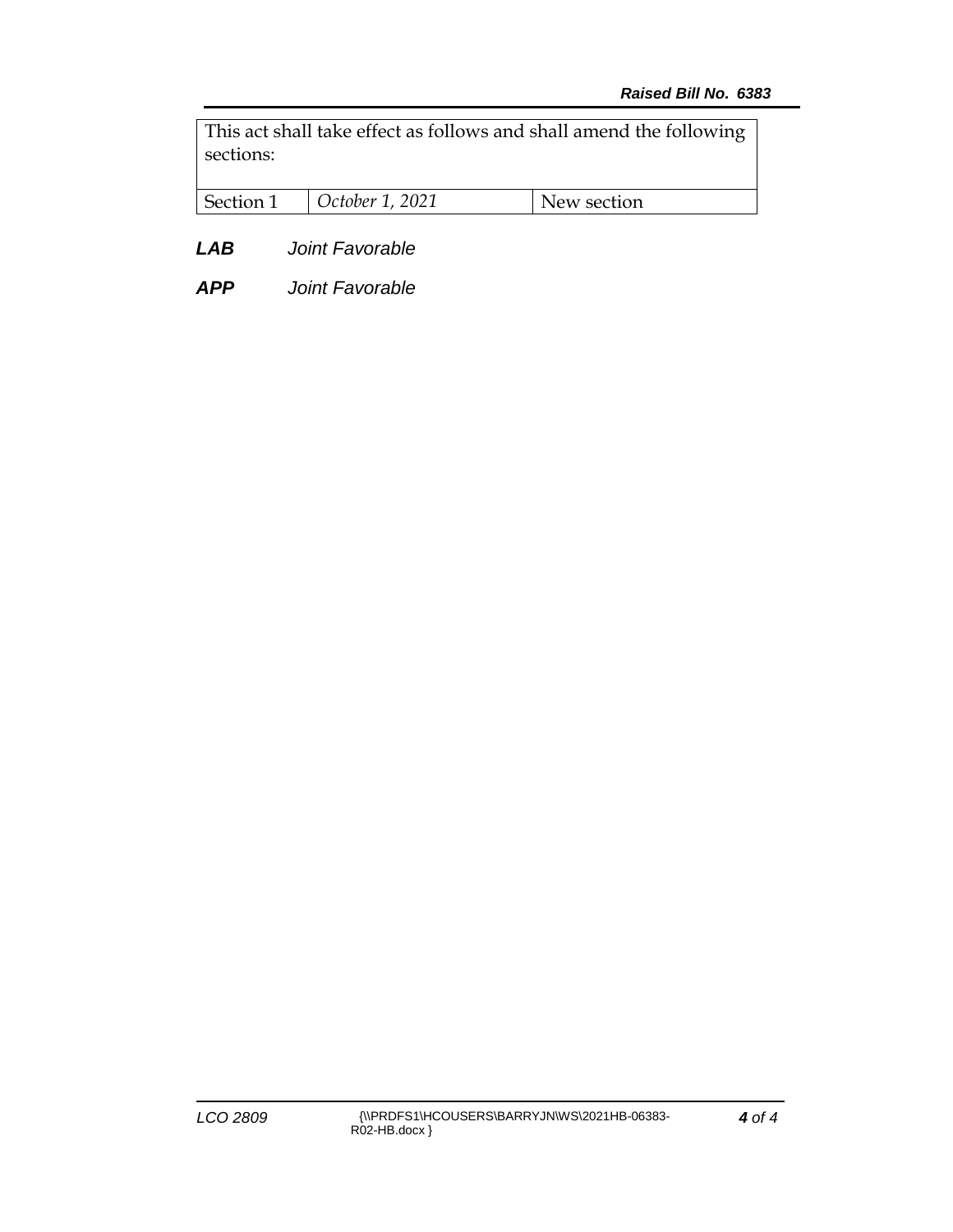| This act shall take effect as follows and shall amend the following sections: | | |
|---|---|---|
| Section 1 | *October 1, 2021* | New section |

***LAB*** *Joint Favorable*

***APP*** *Joint Favorable*